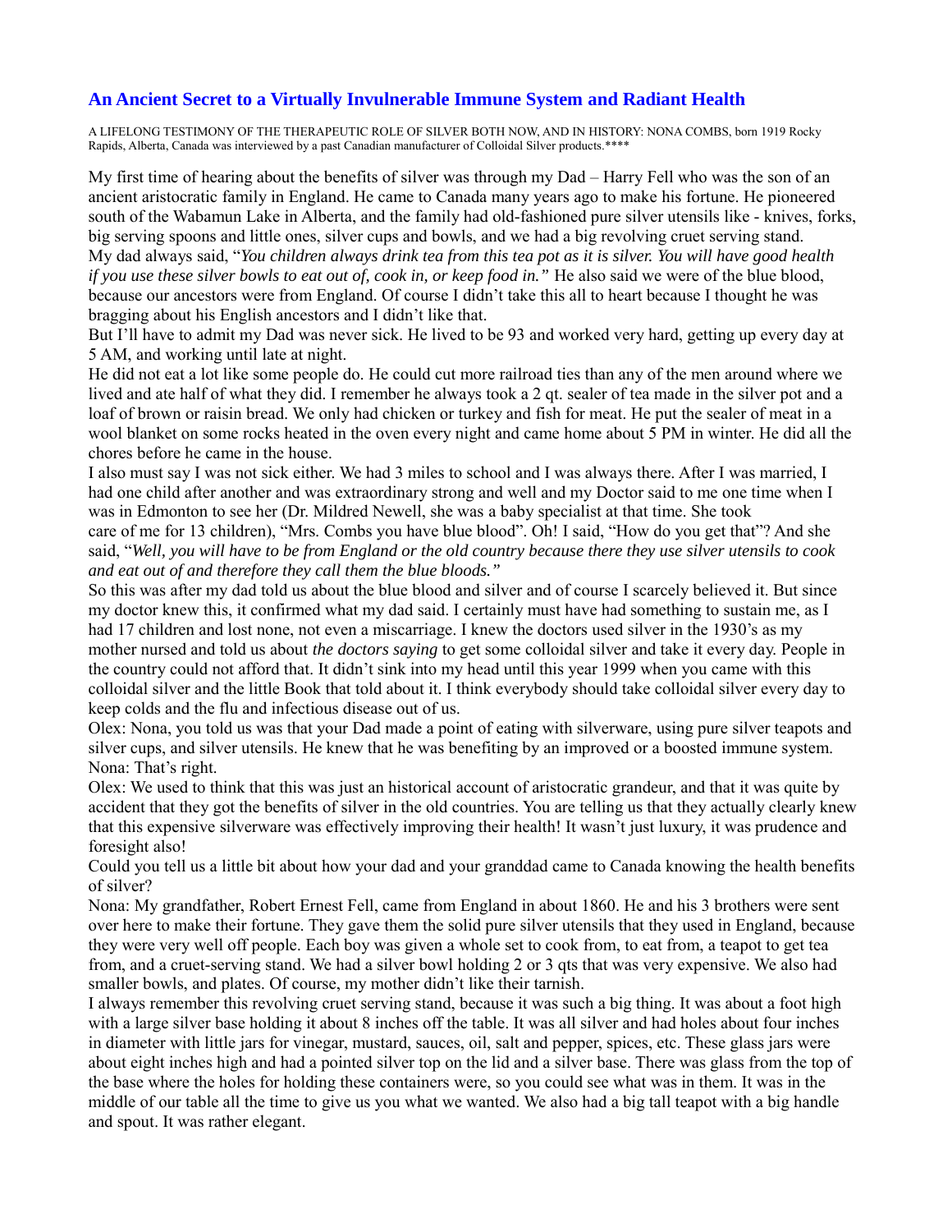## An Ancient Secret to a Virtually Invulnerable Immune System and Radiant Health

A LIFELONG TESTIMONY OF THE THERAPEUTIC ROLE OF SILVER BOTH NOW, AND IN HISTORY: NONA COMBS, born 1919 Rocky Rapids, Alberta, Canada was interviewed by a past Canadian manufacturer of Colloidal Silver products.****

My first time of hearing about the benefits of silver was through my Dad – Harry Fell who was the son of an ancient aristocratic family in England. He came to Canada many years ago to make his fortune. He pioneered south of the Wabamun Lake in Alberta, and the family had old-fashioned pure silver utensils like - knives, forks, big serving spoons and little ones, silver cups and bowls, and we had a big revolving cruet serving stand. My dad always said, "*You children always drink tea from this tea pot as it is silver. You will have good health if you use these silver bowls to eat out of, cook in, or keep food in."* He also said we were of the blue blood, because our ancestors were from England. Of course I didn't take this all to heart because I thought he was bragging about his English ancestors and I didn't like that.

But I'll have to admit my Dad was never sick. He lived to be 93 and worked very hard, getting up every day at 5 AM, and working until late at night.

He did not eat a lot like some people do. He could cut more railroad ties than any of the men around where we lived and ate half of what they did. I remember he always took a 2 qt. sealer of tea made in the silver pot and a loaf of brown or raisin bread. We only had chicken or turkey and fish for meat. He put the sealer of meat in a wool blanket on some rocks heated in the oven every night and came home about 5 PM in winter. He did all the chores before he came in the house.

I also must say I was not sick either. We had 3 miles to school and I was always there. After I was married, I had one child after another and was extraordinary strong and well and my Doctor said to me one time when I was in Edmonton to see her (Dr. Mildred Newell, she was a baby specialist at that time. She took care of me for 13 children), "Mrs. Combs you have blue blood". Oh! I said, "How do you get that"? And she said, "*Well, you will have to be from England or the old country because there they use silver utensils to cook and eat out of and therefore they call them the blue bloods."*

So this was after my dad told us about the blue blood and silver and of course I scarcely believed it. But since my doctor knew this, it confirmed what my dad said. I certainly must have had something to sustain me, as I had 17 children and lost none, not even a miscarriage. I knew the doctors used silver in the 1930's as my mother nursed and told us about *the doctors saying* to get some colloidal silver and take it every day. People in the country could not afford that. It didn't sink into my head until this year 1999 when you came with this colloidal silver and the little Book that told about it. I think everybody should take colloidal silver every day to keep colds and the flu and infectious disease out of us.

Olex: Nona, you told us was that your Dad made a point of eating with silverware, using pure silver teapots and silver cups, and silver utensils. He knew that he was benefiting by an improved or a boosted immune system.

Nona: That's right.

Olex: We used to think that this was just an historical account of aristocratic grandeur, and that it was quite by accident that they got the benefits of silver in the old countries. You are telling us that they actually clearly knew that this expensive silverware was effectively improving their health! It wasn't just luxury, it was prudence and foresight also!

Could you tell us a little bit about how your dad and your granddad came to Canada knowing the health benefits of silver?

Nona: My grandfather, Robert Ernest Fell, came from England in about 1860. He and his 3 brothers were sent over here to make their fortune. They gave them the solid pure silver utensils that they used in England, because they were very well off people. Each boy was given a whole set to cook from, to eat from, a teapot to get tea from, and a cruet-serving stand. We had a silver bowl holding 2 or 3 qts that was very expensive. We also had smaller bowls, and plates. Of course, my mother didn't like their tarnish.

I always remember this revolving cruet serving stand, because it was such a big thing. It was about a foot high with a large silver base holding it about 8 inches off the table. It was all silver and had holes about four inches in diameter with little jars for vinegar, mustard, sauces, oil, salt and pepper, spices, etc. These glass jars were about eight inches high and had a pointed silver top on the lid and a silver base. There was glass from the top of the base where the holes for holding these containers were, so you could see what was in them. It was in the middle of our table all the time to give us you what we wanted. We also had a big tall teapot with a big handle and spout. It was rather elegant.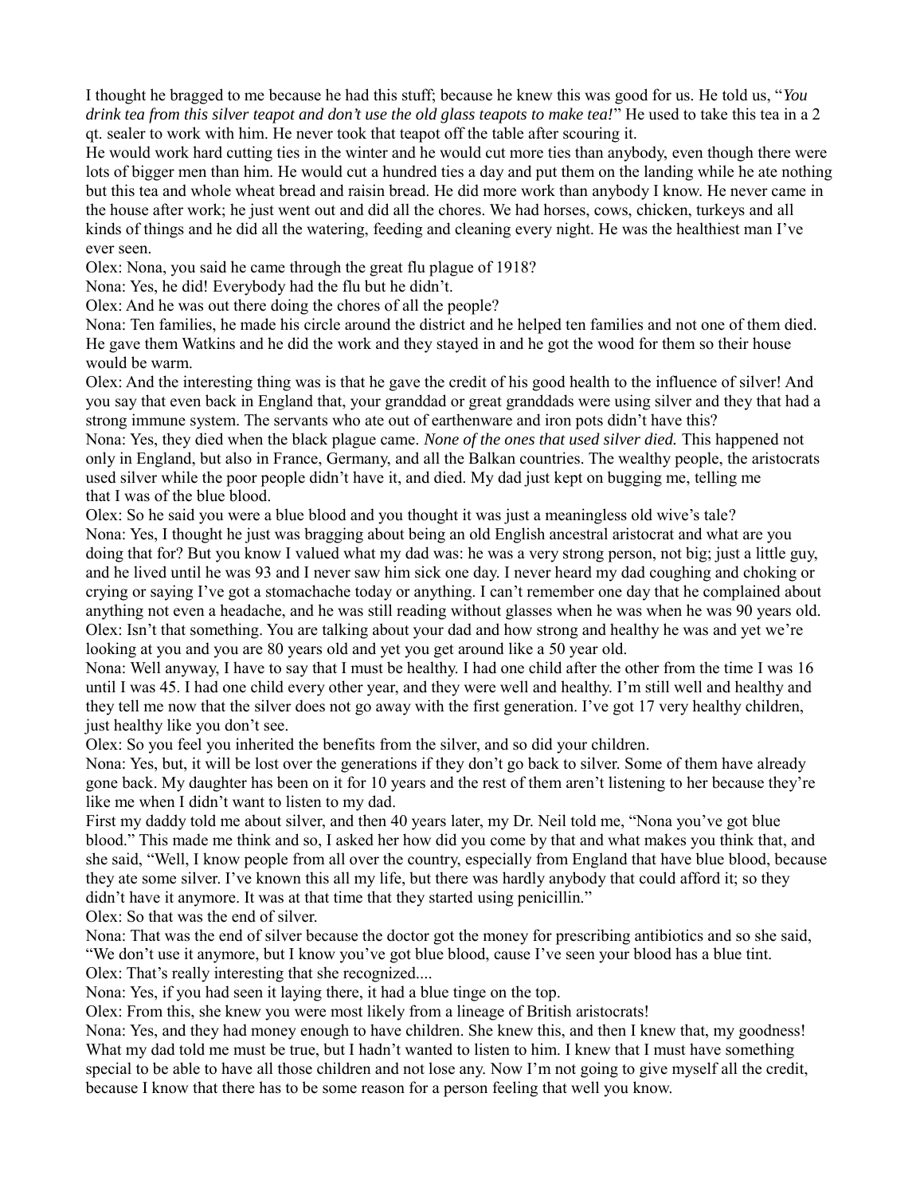I thought he bragged to me because he had this stuff; because he knew this was good for us. He told us, "*You drink tea from this silver teapot and don't use the old glass teapots to make tea!*" He used to take this tea in a 2 qt. sealer to work with him. He never took that teapot off the table after scouring it.

He would work hard cutting ties in the winter and he would cut more ties than anybody, even though there were lots of bigger men than him. He would cut a hundred ties a day and put them on the landing while he ate nothing but this tea and whole wheat bread and raisin bread. He did more work than anybody I know. He never came in the house after work; he just went out and did all the chores. We had horses, cows, chicken, turkeys and all kinds of things and he did all the watering, feeding and cleaning every night. He was the healthiest man I've ever seen.

Olex: Nona, you said he came through the great flu plague of 1918?

Nona: Yes, he did! Everybody had the flu but he didn't.

Olex: And he was out there doing the chores of all the people?

Nona: Ten families, he made his circle around the district and he helped ten families and not one of them died. He gave them Watkins and he did the work and they stayed in and he got the wood for them so their house would be warm.

Olex: And the interesting thing was is that he gave the credit of his good health to the influence of silver! And you say that even back in England that, your granddad or great granddads were using silver and they that had a strong immune system. The servants who ate out of earthenware and iron pots didn't have this?

Nona: Yes, they died when the black plague came. *None of the ones that used silver died.* This happened not only in England, but also in France, Germany, and all the Balkan countries. The wealthy people, the aristocrats used silver while the poor people didn't have it, and died. My dad just kept on bugging me, telling me that I was of the blue blood.

Olex: So he said you were a blue blood and you thought it was just a meaningless old wive's tale?

Nona: Yes, I thought he just was bragging about being an old English ancestral aristocrat and what are you doing that for? But you know I valued what my dad was: he was a very strong person, not big; just a little guy, and he lived until he was 93 and I never saw him sick one day. I never heard my dad coughing and choking or crying or saying I've got a stomachache today or anything. I can't remember one day that he complained about anything not even a headache, and he was still reading without glasses when he was when he was 90 years old.

Olex: Isn't that something. You are talking about your dad and how strong and healthy he was and yet we're looking at you and you are 80 years old and yet you get around like a 50 year old.

Nona: Well anyway, I have to say that I must be healthy. I had one child after the other from the time I was 16 until I was 45. I had one child every other year, and they were well and healthy. I'm still well and healthy and they tell me now that the silver does not go away with the first generation. I've got 17 very healthy children, just healthy like you don't see.

Olex: So you feel you inherited the benefits from the silver, and so did your children.

Nona: Yes, but, it will be lost over the generations if they don't go back to silver. Some of them have already gone back. My daughter has been on it for 10 years and the rest of them aren't listening to her because they're like me when I didn't want to listen to my dad.

First my daddy told me about silver, and then 40 years later, my Dr. Neil told me, "Nona you've got blue blood." This made me think and so, I asked her how did you come by that and what makes you think that, and she said, "Well, I know people from all over the country, especially from England that have blue blood, because they ate some silver. I've known this all my life, but there was hardly anybody that could afford it; so they didn't have it anymore. It was at that time that they started using penicillin."

Olex: So that was the end of silver.

Nona: That was the end of silver because the doctor got the money for prescribing antibiotics and so she said, "We don't use it anymore, but I know you've got blue blood, cause I've seen your blood has a blue tint.

Olex: That's really interesting that she recognized....

Nona: Yes, if you had seen it laying there, it had a blue tinge on the top.

Olex: From this, she knew you were most likely from a lineage of British aristocrats!

Nona: Yes, and they had money enough to have children. She knew this, and then I knew that, my goodness! What my dad told me must be true, but I hadn't wanted to listen to him. I knew that I must have something special to be able to have all those children and not lose any. Now I'm not going to give myself all the credit, because I know that there has to be some reason for a person feeling that well you know.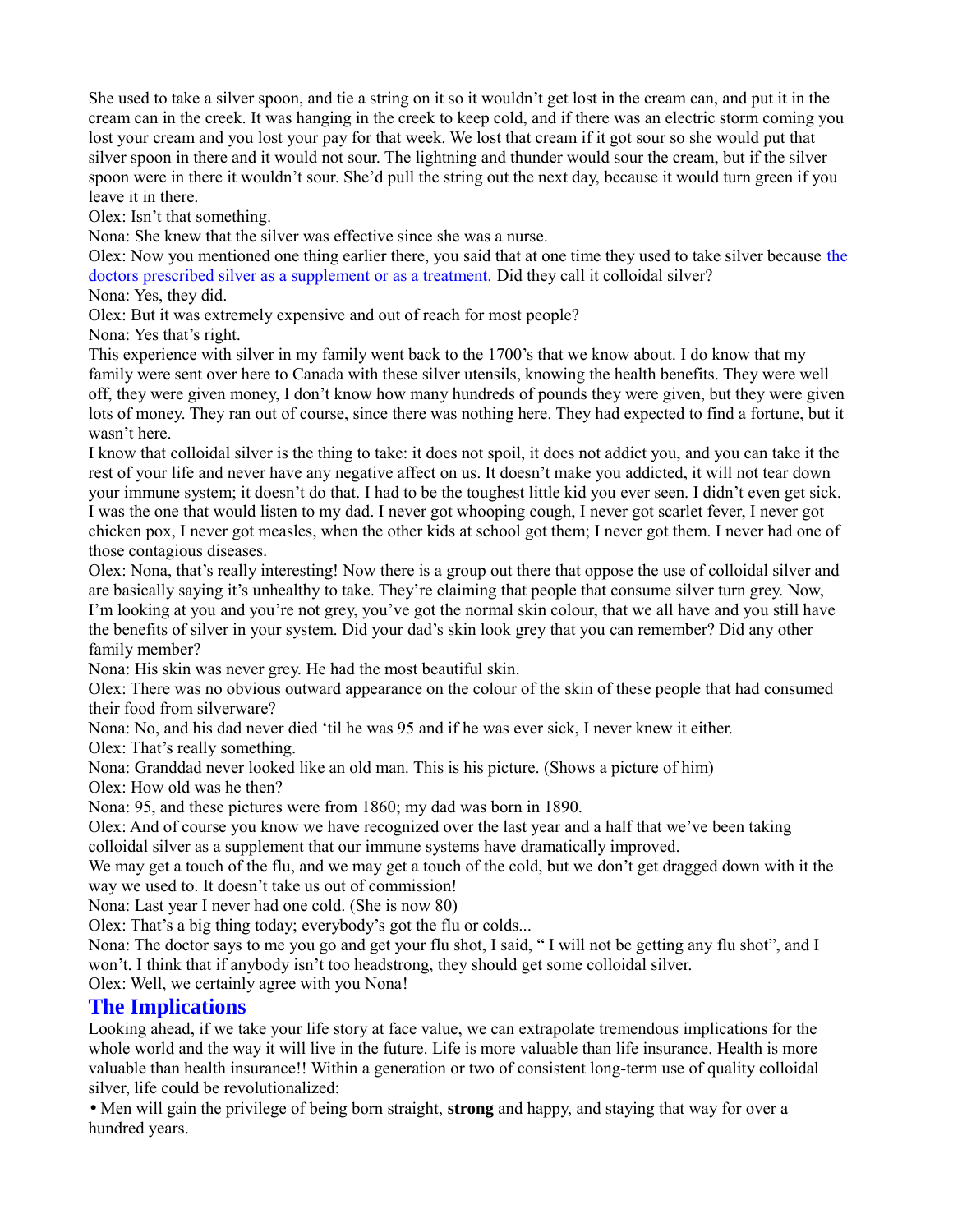She used to take a silver spoon, and tie a string on it so it wouldn't get lost in the cream can, and put it in the cream can in the creek. It was hanging in the creek to keep cold, and if there was an electric storm coming you lost your cream and you lost your pay for that week. We lost that cream if it got sour so she would put that silver spoon in there and it would not sour. The lightning and thunder would sour the cream, but if the silver spoon were in there it wouldn't sour. She'd pull the string out the next day, because it would turn green if you leave it in there.

Olex: Isn't that something.

Nona: She knew that the silver was effective since she was a nurse.

Olex: Now you mentioned one thing earlier there, you said that at one time they used to take silver because the doctors prescribed silver as a supplement or as a treatment. Did they call it colloidal silver?

Nona: Yes, they did.

Olex: But it was extremely expensive and out of reach for most people?

Nona: Yes that's right.

This experience with silver in my family went back to the 1700's that we know about. I do know that my family were sent over here to Canada with these silver utensils, knowing the health benefits. They were well off, they were given money, I don't know how many hundreds of pounds they were given, but they were given lots of money. They ran out of course, since there was nothing here. They had expected to find a fortune, but it wasn't here.

I know that colloidal silver is the thing to take: it does not spoil, it does not addict you, and you can take it the rest of your life and never have any negative affect on us. It doesn't make you addicted, it will not tear down your immune system; it doesn't do that. I had to be the toughest little kid you ever seen. I didn't even get sick. I was the one that would listen to my dad. I never got whooping cough, I never got scarlet fever, I never got chicken pox, I never got measles, when the other kids at school got them; I never got them. I never had one of those contagious diseases.

Olex: Nona, that's really interesting! Now there is a group out there that oppose the use of colloidal silver and are basically saying it's unhealthy to take. They're claiming that people that consume silver turn grey. Now, I'm looking at you and you're not grey, you've got the normal skin colour, that we all have and you still have the benefits of silver in your system. Did your dad's skin look grey that you can remember? Did any other family member?

Nona: His skin was never grey. He had the most beautiful skin.

Olex: There was no obvious outward appearance on the colour of the skin of these people that had consumed their food from silverware?

Nona: No, and his dad never died 'til he was 95 and if he was ever sick, I never knew it either.

Olex: That's really something.

Nona: Granddad never looked like an old man. This is his picture. (Shows a picture of him)

Olex: How old was he then?

Nona: 95, and these pictures were from 1860; my dad was born in 1890.

Olex: And of course you know we have recognized over the last year and a half that we've been taking colloidal silver as a supplement that our immune systems have dramatically improved.

We may get a touch of the flu, and we may get a touch of the cold, but we don't get dragged down with it the way we used to. It doesn't take us out of commission!

Nona: Last year I never had one cold. (She is now 80)

Olex: That's a big thing today; everybody's got the flu or colds...

Nona: The doctor says to me you go and get your flu shot, I said, " I will not be getting any flu shot", and I won't. I think that if anybody isn't too headstrong, they should get some colloidal silver.

Olex: Well, we certainly agree with you Nona!

## The Implications

Looking ahead, if we take your life story at face value, we can extrapolate tremendous implications for the whole world and the way it will live in the future. Life is more valuable than life insurance. Health is more valuable than health insurance!! Within a generation or two of consistent long-term use of quality colloidal silver, life could be revolutionalized:

- Men will gain the privilege of being born straight, **strong** and happy, and staying that way for over a hundred years.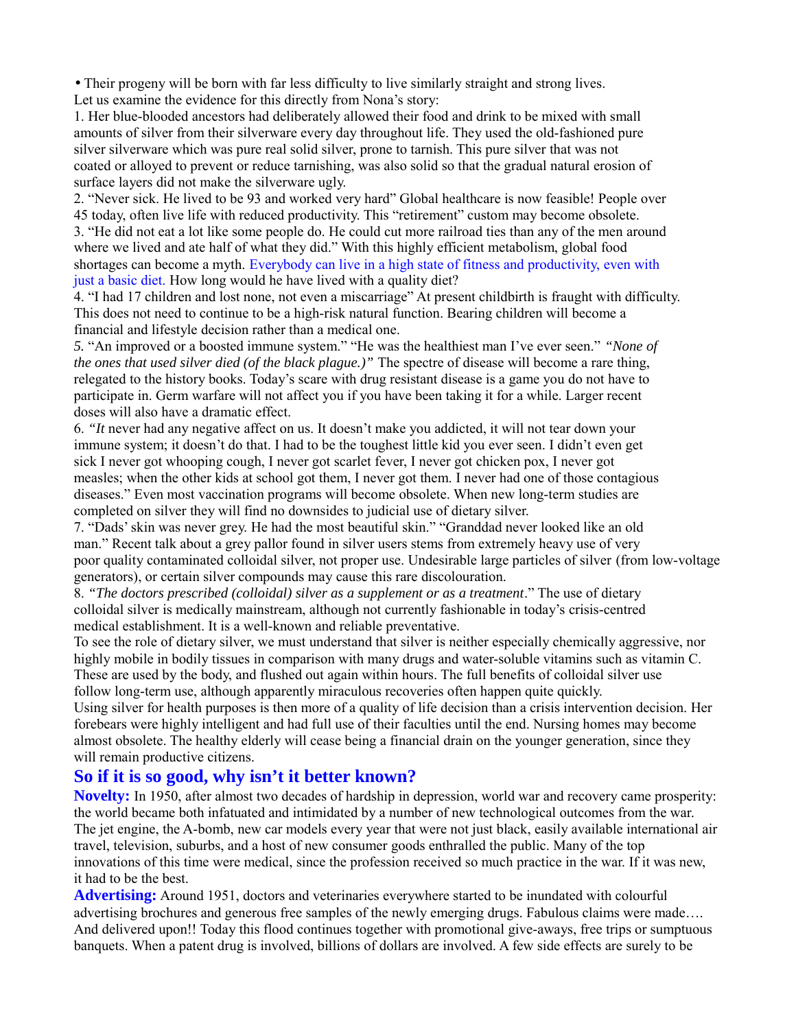• Their progeny will be born with far less difficulty to live similarly straight and strong lives.

Let us examine the evidence for this directly from Nona's story:

1. Her blue-blooded ancestors had deliberately allowed their food and drink to be mixed with small amounts of silver from their silverware every day throughout life. They used the old-fashioned pure silver silverware which was pure real solid silver, prone to tarnish. This pure silver that was not coated or alloyed to prevent or reduce tarnishing, was also solid so that the gradual natural erosion of surface layers did not make the silverware ugly.
2. "Never sick. He lived to be 93 and worked very hard" Global healthcare is now feasible! People over 45 today, often live life with reduced productivity. This "retirement" custom may become obsolete.
3. "He did not eat a lot like some people do. He could cut more railroad ties than any of the men around where we lived and ate half of what they did." With this highly efficient metabolism, global food shortages can become a myth. Everybody can live in a high state of fitness and productivity, even with just a basic diet. How long would he have lived with a quality diet?
4. "I had 17 children and lost none, not even a miscarriage" At present childbirth is fraught with difficulty. This does not need to continue to be a high-risk natural function. Bearing children will become a financial and lifestyle decision rather than a medical one.
5. "An improved or a boosted immune system." "He was the healthiest man I've ever seen." *"None of the ones that used silver died (of the black plague.)"* The spectre of disease will become a rare thing, relegated to the history books. Today's scare with drug resistant disease is a game you do not have to participate in. Germ warfare will not affect you if you have been taking it for a while. Larger recent doses will also have a dramatic effect.
6. *"It* never had any negative affect on us. It doesn't make you addicted, it will not tear down your immune system; it doesn't do that. I had to be the toughest little kid you ever seen. I didn't even get sick I never got whooping cough, I never got scarlet fever, I never got chicken pox, I never got measles; when the other kids at school got them, I never got them. I never had one of those contagious diseases." Even most vaccination programs will become obsolete. When new long-term studies are completed on silver they will find no downsides to judicial use of dietary silver.
7. "Dads' skin was never grey. He had the most beautiful skin." "Granddad never looked like an old man." Recent talk about a grey pallor found in silver users stems from extremely heavy use of very poor quality contaminated colloidal silver, not proper use. Undesirable large particles of silver (from low-voltage generators), or certain silver compounds may cause this rare discolouration.
8. *"The doctors prescribed (colloidal) silver as a supplement or as a treatment*." The use of dietary colloidal silver is medically mainstream, although not currently fashionable in today's crisis-centred medical establishment. It is a well-known and reliable preventative.

To see the role of dietary silver, we must understand that silver is neither especially chemically aggressive, nor highly mobile in bodily tissues in comparison with many drugs and water-soluble vitamins such as vitamin C. These are used by the body, and flushed out again within hours. The full benefits of colloidal silver use follow long-term use, although apparently miraculous recoveries often happen quite quickly.

Using silver for health purposes is then more of a quality of life decision than a crisis intervention decision. Her forebears were highly intelligent and had full use of their faculties until the end. Nursing homes may become almost obsolete. The healthy elderly will cease being a financial drain on the younger generation, since they will remain productive citizens.

## So if it is so good, why isn't it better known?

**Novelty:** In 1950, after almost two decades of hardship in depression, world war and recovery came prosperity: the world became both infatuated and intimidated by a number of new technological outcomes from the war. The jet engine, the A-bomb, new car models every year that were not just black, easily available international air travel, television, suburbs, and a host of new consumer goods enthralled the public. Many of the top innovations of this time were medical, since the profession received so much practice in the war. If it was new, it had to be the best.

**Advertising:** Around 1951, doctors and veterinaries everywhere started to be inundated with colourful advertising brochures and generous free samples of the newly emerging drugs. Fabulous claims were made…. And delivered upon!! Today this flood continues together with promotional give-aways, free trips or sumptuous banquets. When a patent drug is involved, billions of dollars are involved. A few side effects are surely to be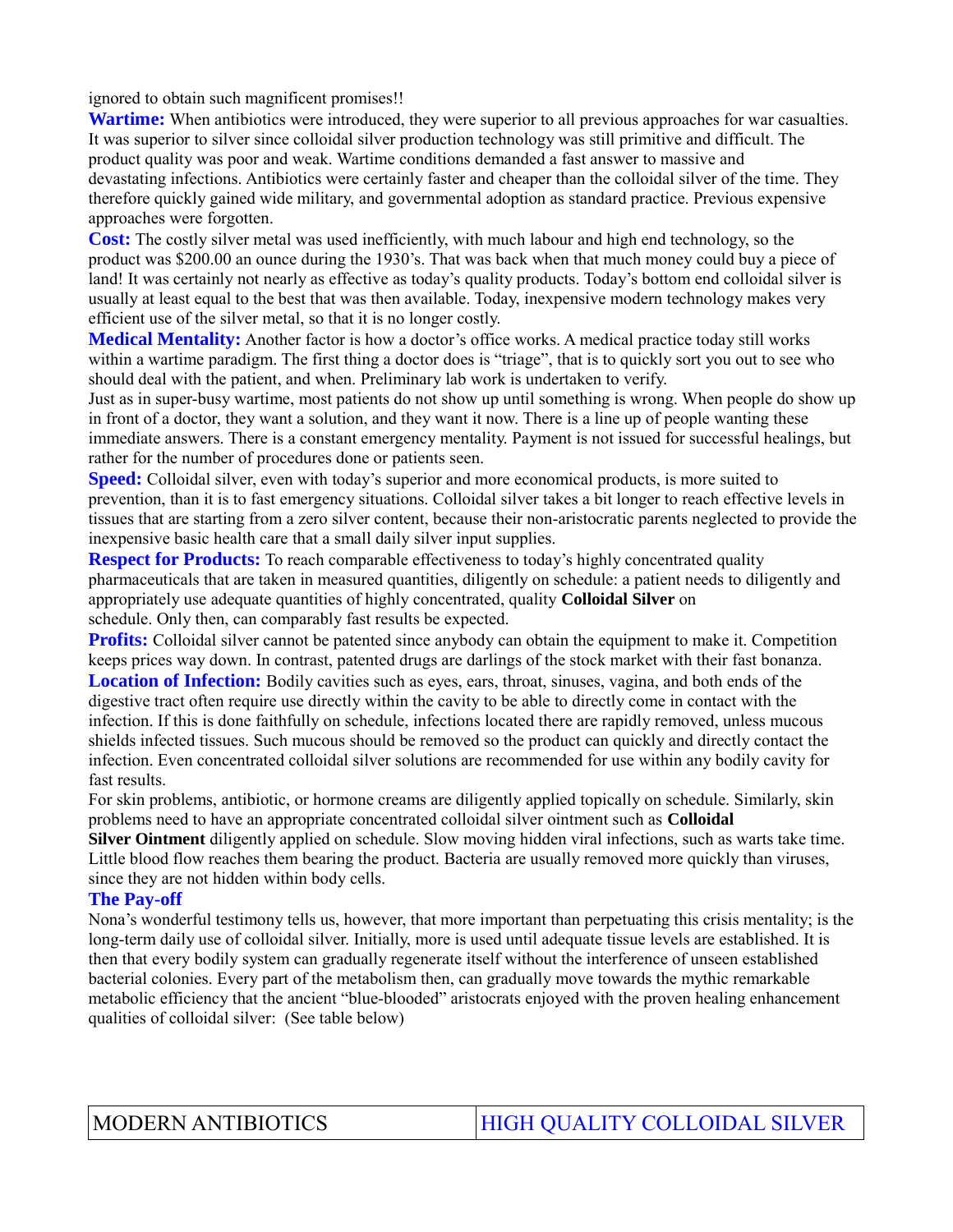ignored to obtain such magnificent promises!!

**Wartime:** When antibiotics were introduced, they were superior to all previous approaches for war casualties. It was superior to silver since colloidal silver production technology was still primitive and difficult. The product quality was poor and weak. Wartime conditions demanded a fast answer to massive and devastating infections. Antibiotics were certainly faster and cheaper than the colloidal silver of the time. They therefore quickly gained wide military, and governmental adoption as standard practice. Previous expensive approaches were forgotten.

**Cost:** The costly silver metal was used inefficiently, with much labour and high end technology, so the product was $200.00 an ounce during the 1930's. That was back when that much money could buy a piece of land! It was certainly not nearly as effective as today's quality products. Today's bottom end colloidal silver is usually at least equal to the best that was then available. Today, inexpensive modern technology makes very efficient use of the silver metal, so that it is no longer costly.

**Medical Mentality:** Another factor is how a doctor's office works. A medical practice today still works within a wartime paradigm. The first thing a doctor does is "triage", that is to quickly sort you out to see who should deal with the patient, and when. Preliminary lab work is undertaken to verify.

Just as in super-busy wartime, most patients do not show up until something is wrong. When people do show up in front of a doctor, they want a solution, and they want it now. There is a line up of people wanting these immediate answers. There is a constant emergency mentality. Payment is not issued for successful healings, but rather for the number of procedures done or patients seen.

**Speed:** Colloidal silver, even with today's superior and more economical products, is more suited to prevention, than it is to fast emergency situations. Colloidal silver takes a bit longer to reach effective levels in tissues that are starting from a zero silver content, because their non-aristocratic parents neglected to provide the inexpensive basic health care that a small daily silver input supplies.

**Respect for Products:** To reach comparable effectiveness to today's highly concentrated quality pharmaceuticals that are taken in measured quantities, diligently on schedule: a patient needs to diligently and appropriately use adequate quantities of highly concentrated, quality **Colloidal Silver** on schedule. Only then, can comparably fast results be expected.

**Profits:** Colloidal silver cannot be patented since anybody can obtain the equipment to make it. Competition keeps prices way down. In contrast, patented drugs are darlings of the stock market with their fast bonanza.

**Location of Infection:** Bodily cavities such as eyes, ears, throat, sinuses, vagina, and both ends of the digestive tract often require use directly within the cavity to be able to directly come in contact with the infection. If this is done faithfully on schedule, infections located there are rapidly removed, unless mucous shields infected tissues. Such mucous should be removed so the product can quickly and directly contact the infection. Even concentrated colloidal silver solutions are recommended for use within any bodily cavity for fast results.

For skin problems, antibiotic, or hormone creams are diligently applied topically on schedule. Similarly, skin problems need to have an appropriate concentrated colloidal silver ointment such as **Colloidal Silver Ointment** diligently applied on schedule. Slow moving hidden viral infections, such as warts take time. Little blood flow reaches them bearing the product. Bacteria are usually removed more quickly than viruses, since they are not hidden within body cells.

### The Pay-off

Nona's wonderful testimony tells us, however, that more important than perpetuating this crisis mentality; is the long-term daily use of colloidal silver. Initially, more is used until adequate tissue levels are established. It is then that every bodily system can gradually regenerate itself without the interference of unseen established bacterial colonies. Every part of the metabolism then, can gradually move towards the mythic remarkable metabolic efficiency that the ancient "blue-blooded" aristocrats enjoyed with the proven healing enhancement qualities of colloidal silver: (See table below)

| MODERN ANTIBIOTICS | HIGH QUALITY COLLOIDAL SILVER |
|---|---|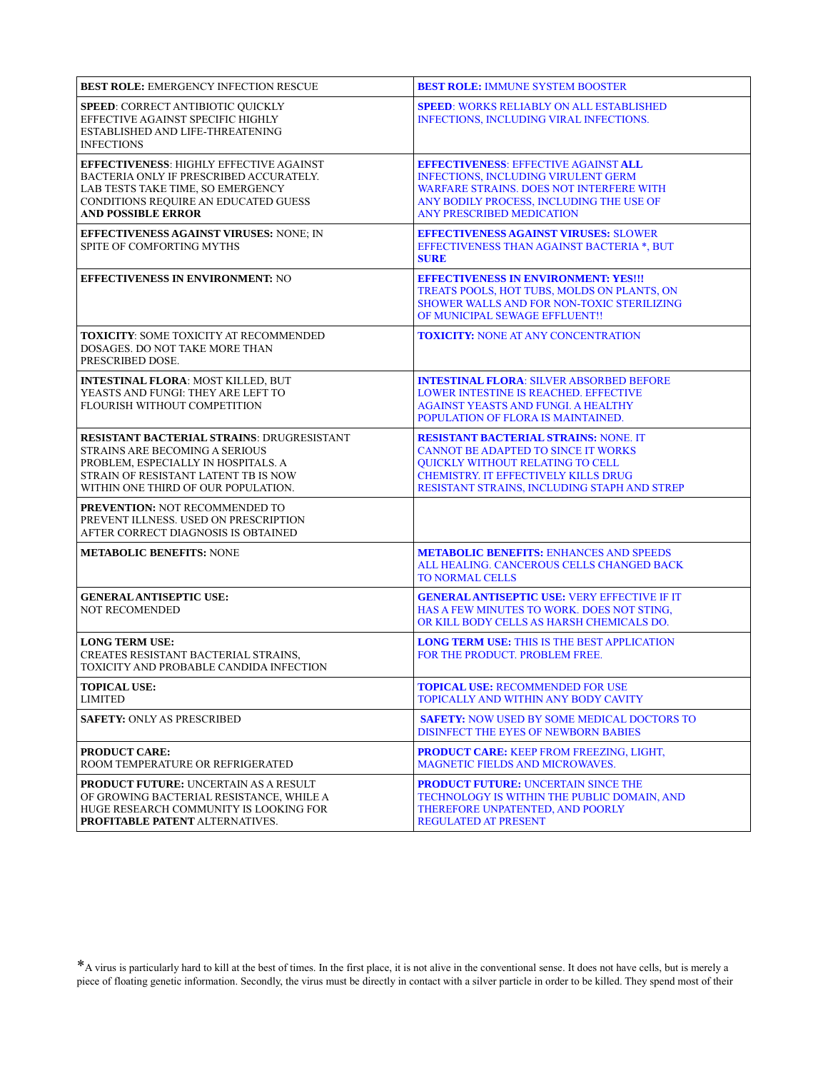| **BEST ROLE:** EMERGENCY INFECTION RESCUE | **BEST ROLE:** IMMUNE SYSTEM BOOSTER |
|---|---|
| **SPEED**: CORRECT ANTIBIOTIC QUICKLY EFFECTIVE AGAINST SPECIFIC HIGHLY ESTABLISHED AND LIFE-THREATENING INFECTIONS | **SPEED**: WORKS RELIABLY ON ALL ESTABLISHED INFECTIONS, INCLUDING VIRAL INFECTIONS. |
| **EFFECTIVENESS**: HIGHLY EFFECTIVE AGAINST BACTERIA ONLY IF PRESCRIBED ACCURATELY. LAB TESTS TAKE TIME, SO EMERGENCY CONDITIONS REQUIRE AN EDUCATED GUESS **AND POSSIBLE ERROR** | **EFFECTIVENESS**: EFFECTIVE AGAINST **ALL** INFECTIONS, INCLUDING VIRULENT GERM WARFARE STRAINS. DOES NOT INTERFERE WITH ANY BODILY PROCESS, INCLUDING THE USE OF ANY PRESCRIBED MEDICATION |
| **EFFECTIVENESS AGAINST VIRUSES:** NONE; IN SPITE OF COMFORTING MYTHS | **EFFECTIVENESS AGAINST VIRUSES:** SLOWER EFFECTIVENESS THAN AGAINST BACTERIA *, BUT **SURE** |
| **EFFECTIVENESS IN ENVIRONMENT:** NO | **EFFECTIVENESS IN ENVIRONMENT: YES!!!** TREATS POOLS, HOT TUBS, MOLDS ON PLANTS, ON SHOWER WALLS AND FOR NON-TOXIC STERILIZING OF MUNICIPAL SEWAGE EFFLUENT!! |
| **TOXICITY**: SOME TOXICITY AT RECOMMENDED DOSAGES. DO NOT TAKE MORE THAN PRESCRIBED DOSE. | **TOXICITY:** NONE AT ANY CONCENTRATION |
| **INTESTINAL FLORA**: MOST KILLED, BUT YEASTS AND FUNGI: THEY ARE LEFT TO FLOURISH WITHOUT COMPETITION | **INTESTINAL FLORA**: SILVER ABSORBED BEFORE LOWER INTESTINE IS REACHED. EFFECTIVE AGAINST YEASTS AND FUNGI. A HEALTHY POPULATION OF FLORA IS MAINTAINED. |
| **RESISTANT BACTERIAL STRAINS**: DRUGRESISTANT STRAINS ARE BECOMING A SERIOUS PROBLEM, ESPECIALLY IN HOSPITALS. A STRAIN OF RESISTANT LATENT TB IS NOW WITHIN ONE THIRD OF OUR POPULATION. | **RESISTANT BACTERIAL STRAINS:** NONE. IT CANNOT BE ADAPTED TO SINCE IT WORKS QUICKLY WITHOUT RELATING TO CELL CHEMISTRY. IT EFFECTIVELY KILLS DRUG RESISTANT STRAINS, INCLUDING STAPH AND STREP |
| **PREVENTION:** NOT RECOMMENDED TO PREVENT ILLNESS. USED ON PRESCRIPTION AFTER CORRECT DIAGNOSIS IS OBTAINED | |
| **METABOLIC BENEFITS:** NONE | **METABOLIC BENEFITS:** ENHANCES AND SPEEDS ALL HEALING. CANCEROUS CELLS CHANGED BACK TO NORMAL CELLS |
| **GENERAL ANTISEPTIC USE:** NOT RECOMENDED | **GENERAL ANTISEPTIC USE:** VERY EFFECTIVE IF IT HAS A FEW MINUTES TO WORK. DOES NOT STING, OR KILL BODY CELLS AS HARSH CHEMICALS DO. |
| **LONG TERM USE:** CREATES RESISTANT BACTERIAL STRAINS, TOXICITY AND PROBABLE CANDIDA INFECTION | **LONG TERM USE:** THIS IS THE BEST APPLICATION FOR THE PRODUCT. PROBLEM FREE. |
| **TOPICAL USE:** LIMITED | **TOPICAL USE:** RECOMMENDED FOR USE TOPICALLY AND WITHIN ANY BODY CAVITY |
| **SAFETY:** ONLY AS PRESCRIBED | **SAFETY:** NOW USED BY SOME MEDICAL DOCTORS TO DISINFECT THE EYES OF NEWBORN BABIES |
| **PRODUCT CARE:** ROOM TEMPERATURE OR REFRIGERATED | **PRODUCT CARE:** KEEP FROM FREEZING, LIGHT, MAGNETIC FIELDS AND MICROWAVES. |
| **PRODUCT FUTURE:** UNCERTAIN AS A RESULT OF GROWING BACTERIAL RESISTANCE, WHILE A HUGE RESEARCH COMMUNITY IS LOOKING FOR **PROFITABLE PATENT** ALTERNATIVES. | **PRODUCT FUTURE:** UNCERTAIN SINCE THE TECHNOLOGY IS WITHIN THE PUBLIC DOMAIN, AND THEREFORE UNPATENTED, AND POORLY REGULATED AT PRESENT |

*A virus is particularly hard to kill at the best of times. In the first place, it is not alive in the conventional sense. It does not have cells, but is merely a piece of floating genetic information. Secondly, the virus must be directly in contact with a silver particle in order to be killed. They spend most of their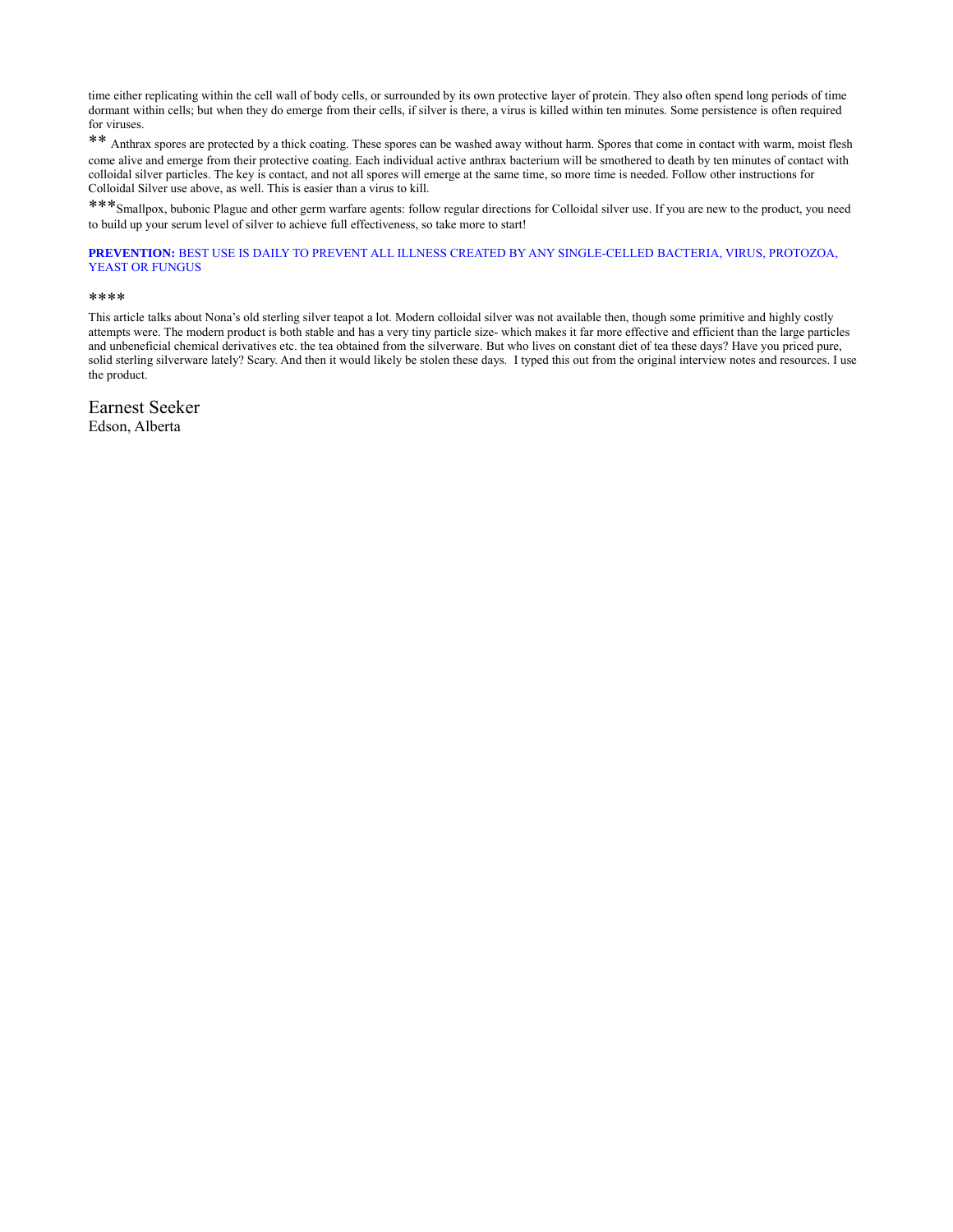time either replicating within the cell wall of body cells, or surrounded by its own protective layer of protein. They also often spend long periods of time dormant within cells; but when they do emerge from their cells, if silver is there, a virus is killed within ten minutes. Some persistence is often required for viruses.

** Anthrax spores are protected by a thick coating. These spores can be washed away without harm. Spores that come in contact with warm, moist flesh come alive and emerge from their protective coating. Each individual active anthrax bacterium will be smothered to death by ten minutes of contact with colloidal silver particles. The key is contact, and not all spores will emerge at the same time, so more time is needed. Follow other instructions for Colloidal Silver use above, as well. This is easier than a virus to kill.

***Smallpox, bubonic Plague and other germ warfare agents: follow regular directions for Colloidal silver use. If you are new to the product, you need to build up your serum level of silver to achieve full effectiveness, so take more to start!

**PREVENTION:** BEST USE IS DAILY TO PREVENT ALL ILLNESS CREATED BY ANY SINGLE-CELLED BACTERIA, VIRUS, PROTOZOA, YEAST OR FUNGUS

****

This article talks about Nona's old sterling silver teapot a lot. Modern colloidal silver was not available then, though some primitive and highly costly attempts were. The modern product is both stable and has a very tiny particle size- which makes it far more effective and efficient than the large particles and unbeneficial chemical derivatives etc. the tea obtained from the silverware. But who lives on constant diet of tea these days? Have you priced pure, solid sterling silverware lately? Scary. And then it would likely be stolen these days. I typed this out from the original interview notes and resources. I use the product.

Earnest Seeker
Edson, Alberta